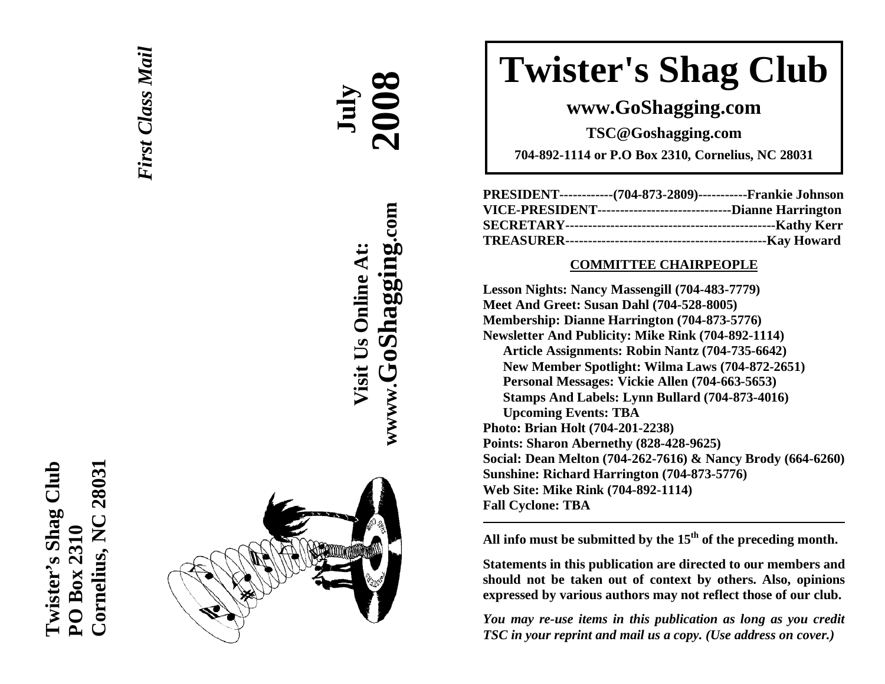Twister's Shag Club
PO Box 2310
Cornelius, NC 28031

*First Class Mail*

**July 2008**

**Visit Us Online At:**
**wwww.GoShagging.com**

# Twister's Shag Club

**www.GoShagging.com**

**TSC@Goshagging.com**

**704-892-1114 or P.O Box 2310, Cornelius, NC 28031**

**PRESIDENT------------(704-873-2809)-----------Frankie Johnson**
**VICE-PRESIDENT------------------------------Dianne Harrington**
**SECRETARY-----------------------------------------------Kathy Kerr**
**TREASURER---------------------------------------------Kay Howard**

**COMMITTEE CHAIRPEOPLE**

**Lesson Nights: Nancy Massengill (704-483-7779)**
**Meet And Greet: Susan Dahl (704-528-8005)**
**Membership: Dianne Harrington (704-873-5776)**
**Newsletter And Publicity: Mike Rink (704-892-1114)**
- **Article Assignments: Robin Nantz (704-735-6642)**
- **New Member Spotlight: Wilma Laws (704-872-2651)**
- **Personal Messages: Vickie Allen (704-663-5653)**
- **Stamps And Labels: Lynn Bullard (704-873-4016)**
- **Upcoming Events: TBA**

**Photo: Brian Holt (704-201-2238)**
**Points: Sharon Abernethy (828-428-9625)**
**Social: Dean Melton (704-262-7616) & Nancy Brody (664-6260)**
**Sunshine: Richard Harrington (704-873-5776)**
**Web Site: Mike Rink (704-892-1114)**
**Fall Cyclone: TBA**

---

**All info must be submitted by the 15th of the preceding month.**

**Statements in this publication are directed to our members and should not be taken out of context by others. Also, opinions expressed by various authors may not reflect those of our club.**

***You may re-use items in this publication as long as you credit TSC in your reprint and mail us a copy. (Use address on cover.)***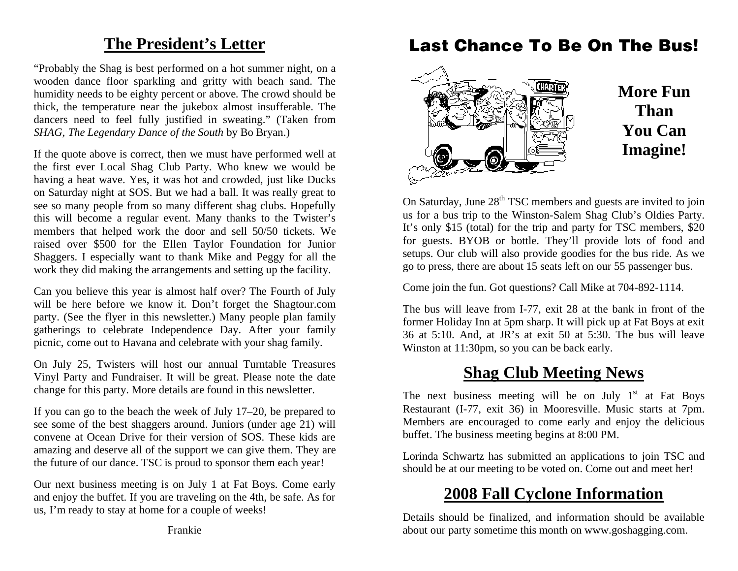## The President's Letter

"Probably the Shag is best performed on a hot summer night, on a wooden dance floor sparkling and gritty with beach sand. The humidity needs to be eighty percent or above. The crowd should be thick, the temperature near the jukebox almost insufferable. The dancers need to feel fully justified in sweating." (Taken from *SHAG, The Legendary Dance of the South* by Bo Bryan.)

If the quote above is correct, then we must have performed well at the first ever Local Shag Club Party. Who knew we would be having a heat wave. Yes, it was hot and crowded, just like Ducks on Saturday night at SOS. But we had a ball. It was really great to see so many people from so many different shag clubs. Hopefully this will become a regular event. Many thanks to the Twister's members that helped work the door and sell 50/50 tickets. We raised over $500 for the Ellen Taylor Foundation for Junior Shaggers. I especially want to thank Mike and Peggy for all the work they did making the arrangements and setting up the facility.

Can you believe this year is almost half over? The Fourth of July will be here before we know it. Don't forget the Shagtour.com party. (See the flyer in this newsletter.) Many people plan family gatherings to celebrate Independence Day. After your family picnic, come out to Havana and celebrate with your shag family.

On July 25, Twisters will host our annual Turntable Treasures Vinyl Party and Fundraiser. It will be great. Please note the date change for this party. More details are found in this newsletter.

If you can go to the beach the week of July 17–20, be prepared to see some of the best shaggers around. Juniors (under age 21) will convene at Ocean Drive for their version of SOS. These kids are amazing and deserve all of the support we can give them. They are the future of our dance. TSC is proud to sponsor them each year!

Our next business meeting is on July 1 at Fat Boys. Come early and enjoy the buffet. If you are traveling on the 4th, be safe. As for us, I'm ready to stay at home for a couple of weeks!

Frankie

## Last Chance To Be On The Bus!

**More Fun Than You Can Imagine!**

On Saturday, June 28th TSC members and guests are invited to join us for a bus trip to the Winston-Salem Shag Club's Oldies Party. It's only $15 (total) for the trip and party for TSC members, $20 for guests. BYOB or bottle. They'll provide lots of food and setups. Our club will also provide goodies for the bus ride. As we go to press, there are about 15 seats left on our 55 passenger bus.

Come join the fun. Got questions? Call Mike at 704-892-1114.

The bus will leave from I-77, exit 28 at the bank in front of the former Holiday Inn at 5pm sharp. It will pick up at Fat Boys at exit 36 at 5:10. And, at JR's at exit 50 at 5:30. The bus will leave Winston at 11:30pm, so you can be back early.

## Shag Club Meeting News

The next business meeting will be on July 1st at Fat Boys Restaurant (I-77, exit 36) in Mooresville. Music starts at 7pm. Members are encouraged to come early and enjoy the delicious buffet. The business meeting begins at 8:00 PM.

Lorinda Schwartz has submitted an applications to join TSC and should be at our meeting to be voted on. Come out and meet her!

## 2008 Fall Cyclone Information

Details should be finalized, and information should be available about our party sometime this month on www.goshagging.com.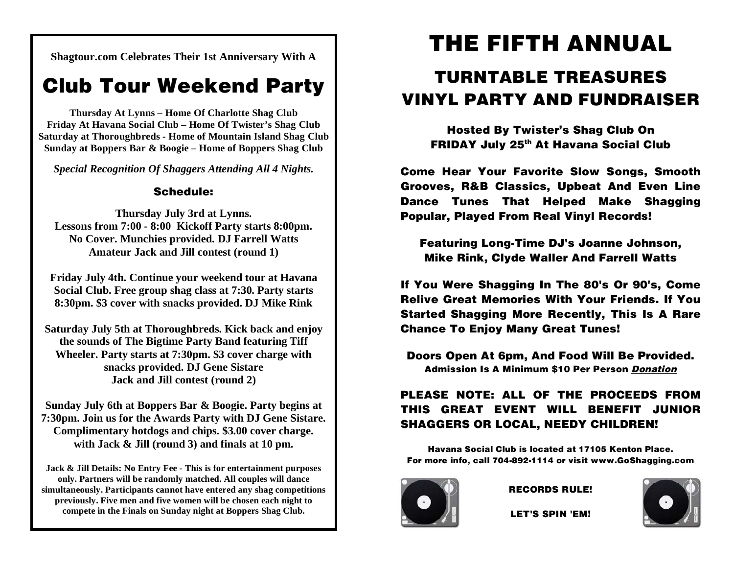**Shagtour.com Celebrates Their 1st Anniversary With A**

# Club Tour Weekend Party

**Thursday At Lynns – Home Of Charlotte Shag Club**
**Friday At Havana Social Club – Home Of Twister's Shag Club**
**Saturday at Thoroughbreds - Home of Mountain Island Shag Club**
**Sunday at Boppers Bar & Boogie – Home of Boppers Shag Club**

***Special Recognition Of Shaggers Attending All 4 Nights.***

### Schedule:

**Thursday July 3rd at Lynns.**
**Lessons from 7:00 - 8:00 Kickoff Party starts 8:00pm.**
**No Cover. Munchies provided. DJ Farrell Watts**
**Amateur Jack and Jill contest (round 1)**

**Friday July 4th. Continue your weekend tour at Havana Social Club. Free group shag class at 7:30. Party starts 8:30pm. $3 cover with snacks provided. DJ Mike Rink**

**Saturday July 5th at Thoroughbreds. Kick back and enjoy the sounds of The Bigtime Party Band featuring Tiff Wheeler. Party starts at 7:30pm. $3 cover charge with snacks provided. DJ Gene Sistare**
**Jack and Jill contest (round 2)**

**Sunday July 6th at Boppers Bar & Boogie. Party begins at 7:30pm. Join us for the Awards Party with DJ Gene Sistare. Complimentary hotdogs and chips. $3.00 cover charge. with Jack & Jill (round 3) and finals at 10 pm.**

**Jack & Jill Details: No Entry Fee - This is for entertainment purposes only. Partners will be randomly matched. All couples will dance simultaneously. Participants cannot have entered any shag competitions previously. Five men and five women will be chosen each night to compete in the Finals on Sunday night at Boppers Shag Club.**

# THE FIFTH ANNUAL

## TURNTABLE TREASURES VINYL PARTY AND FUNDRAISER

**Hosted By Twister's Shag Club On FRIDAY July 25th At Havana Social Club**

**Come Hear Your Favorite Slow Songs, Smooth Grooves, R&B Classics, Upbeat And Even Line Dance Tunes That Helped Make Shagging Popular, Played From Real Vinyl Records!**

**Featuring Long-Time DJ's Joanne Johnson, Mike Rink, Clyde Waller And Farrell Watts**

**If You Were Shagging In The 80's Or 90's, Come Relive Great Memories With Your Friends. If You Started Shagging More Recently, This Is A Rare Chance To Enjoy Many Great Tunes!**

**Doors Open At 6pm, And Food Will Be Provided.**
**Admission Is A Minimum $10 Per Person *Donation***

**PLEASE NOTE: ALL OF THE PROCEEDS FROM THIS GREAT EVENT WILL BENEFIT JUNIOR SHAGGERS OR LOCAL, NEEDY CHILDREN!**

**Havana Social Club is located at 17105 Kenton Place.**
**For more info, call 704-892-1114 or visit www.GoShagging.com**

**RECORDS RULE!**

**LET'S SPIN 'EM!**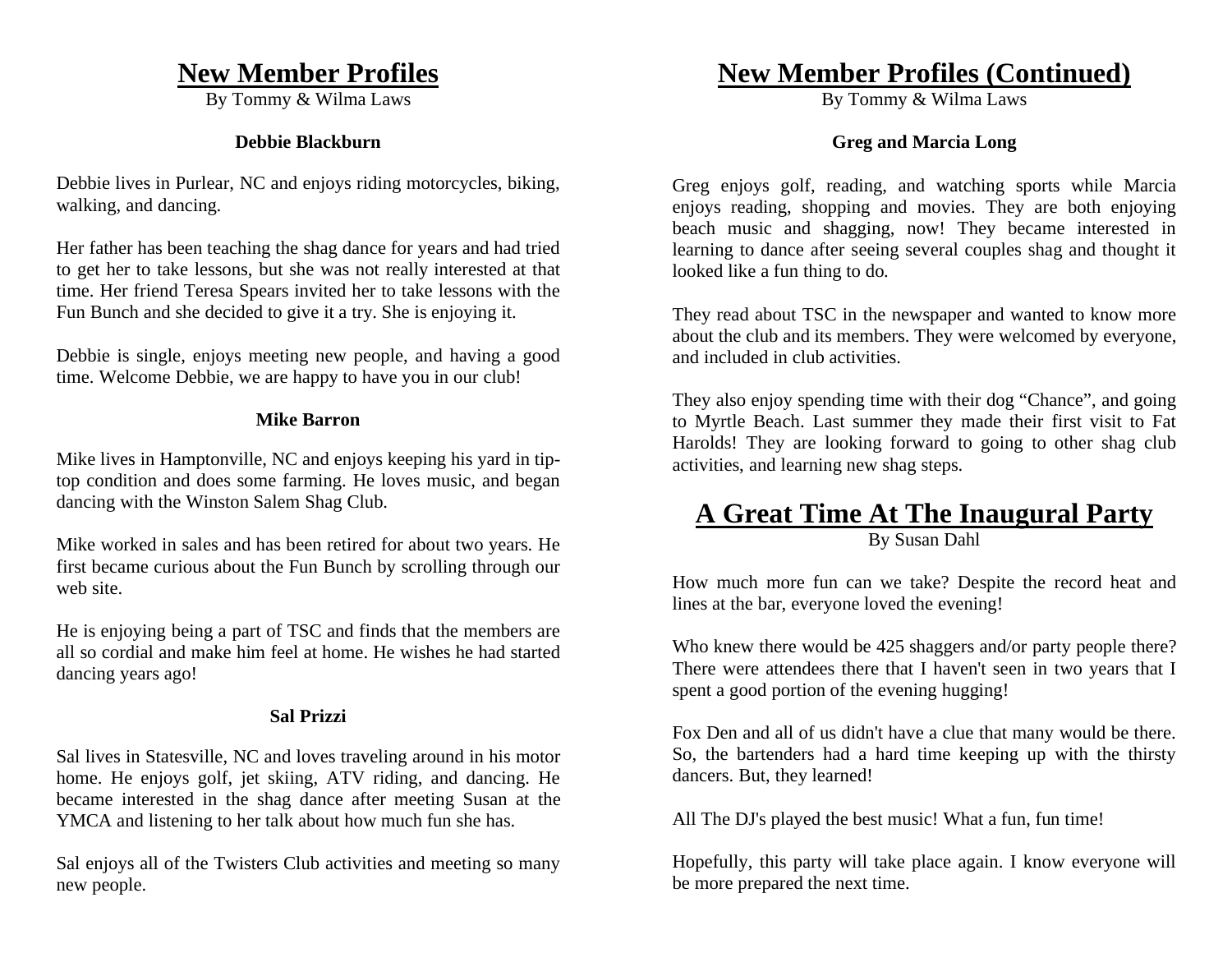# New Member Profiles

By Tommy & Wilma Laws

### Debbie Blackburn

Debbie lives in Purlear, NC and enjoys riding motorcycles, biking, walking, and dancing.

Her father has been teaching the shag dance for years and had tried to get her to take lessons, but she was not really interested at that time. Her friend Teresa Spears invited her to take lessons with the Fun Bunch and she decided to give it a try. She is enjoying it.

Debbie is single, enjoys meeting new people, and having a good time. Welcome Debbie, we are happy to have you in our club!

### Mike Barron

Mike lives in Hamptonville, NC and enjoys keeping his yard in tip-top condition and does some farming. He loves music, and began dancing with the Winston Salem Shag Club.

Mike worked in sales and has been retired for about two years. He first became curious about the Fun Bunch by scrolling through our web site.

He is enjoying being a part of TSC and finds that the members are all so cordial and make him feel at home. He wishes he had started dancing years ago!

### Sal Prizzi

Sal lives in Statesville, NC and loves traveling around in his motor home. He enjoys golf, jet skiing, ATV riding, and dancing. He became interested in the shag dance after meeting Susan at the YMCA and listening to her talk about how much fun she has.

Sal enjoys all of the Twisters Club activities and meeting so many new people.

# New Member Profiles (Continued)

By Tommy & Wilma Laws

### Greg and Marcia Long

Greg enjoys golf, reading, and watching sports while Marcia enjoys reading, shopping and movies. They are both enjoying beach music and shagging, now! They became interested in learning to dance after seeing several couples shag and thought it looked like a fun thing to do.

They read about TSC in the newspaper and wanted to know more about the club and its members. They were welcomed by everyone, and included in club activities.

They also enjoy spending time with their dog “Chance”, and going to Myrtle Beach. Last summer they made their first visit to Fat Harolds! They are looking forward to going to other shag club activities, and learning new shag steps.

# A Great Time At The Inaugural Party

By Susan Dahl

How much more fun can we take? Despite the record heat and lines at the bar, everyone loved the evening!

Who knew there would be 425 shaggers and/or party people there? There were attendees there that I haven't seen in two years that I spent a good portion of the evening hugging!

Fox Den and all of us didn't have a clue that many would be there. So, the bartenders had a hard time keeping up with the thirsty dancers. But, they learned!

All The DJ's played the best music! What a fun, fun time!

Hopefully, this party will take place again. I know everyone will be more prepared the next time.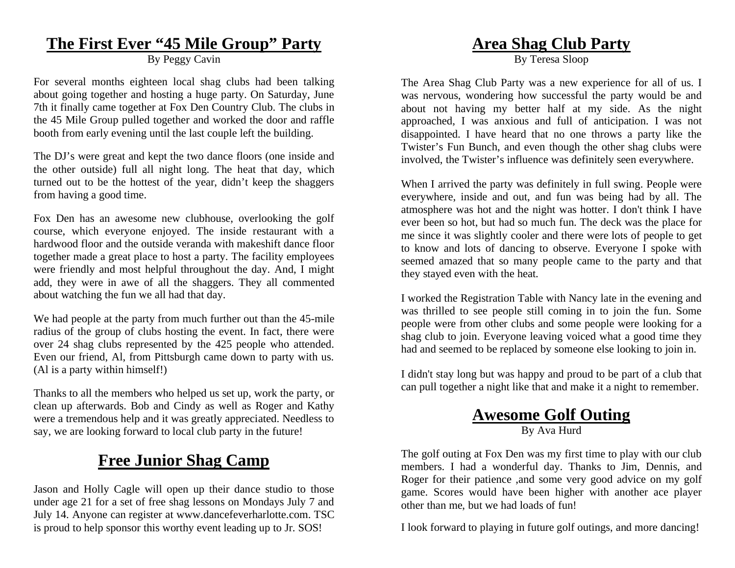## The First Ever "45 Mile Group" Party

By Peggy Cavin

For several months eighteen local shag clubs had been talking about going together and hosting a huge party. On Saturday, June 7th it finally came together at Fox Den Country Club. The clubs in the 45 Mile Group pulled together and worked the door and raffle booth from early evening until the last couple left the building.

The DJ's were great and kept the two dance floors (one inside and the other outside) full all night long. The heat that day, which turned out to be the hottest of the year, didn't keep the shaggers from having a good time.

Fox Den has an awesome new clubhouse, overlooking the golf course, which everyone enjoyed. The inside restaurant with a hardwood floor and the outside veranda with makeshift dance floor together made a great place to host a party. The facility employees were friendly and most helpful throughout the day. And, I might add, they were in awe of all the shaggers. They all commented about watching the fun we all had that day.

We had people at the party from much further out than the 45-mile radius of the group of clubs hosting the event. In fact, there were over 24 shag clubs represented by the 425 people who attended. Even our friend, Al, from Pittsburgh came down to party with us. (Al is a party within himself!)

Thanks to all the members who helped us set up, work the party, or clean up afterwards. Bob and Cindy as well as Roger and Kathy were a tremendous help and it was greatly appreciated. Needless to say, we are looking forward to local club party in the future!

## Free Junior Shag Camp

Jason and Holly Cagle will open up their dance studio to those under age 21 for a set of free shag lessons on Mondays July 7 and July 14. Anyone can register at www.dancefeverharlotte.com. TSC is proud to help sponsor this worthy event leading up to Jr. SOS!

## Area Shag Club Party

By Teresa Sloop

The Area Shag Club Party was a new experience for all of us. I was nervous, wondering how successful the party would be and about not having my better half at my side. As the night approached, I was anxious and full of anticipation. I was not disappointed. I have heard that no one throws a party like the Twister's Fun Bunch, and even though the other shag clubs were involved, the Twister's influence was definitely seen everywhere.

When I arrived the party was definitely in full swing. People were everywhere, inside and out, and fun was being had by all. The atmosphere was hot and the night was hotter. I don't think I have ever been so hot, but had so much fun. The deck was the place for me since it was slightly cooler and there were lots of people to get to know and lots of dancing to observe. Everyone I spoke with seemed amazed that so many people came to the party and that they stayed even with the heat.

I worked the Registration Table with Nancy late in the evening and was thrilled to see people still coming in to join the fun. Some people were from other clubs and some people were looking for a shag club to join. Everyone leaving voiced what a good time they had and seemed to be replaced by someone else looking to join in.

I didn't stay long but was happy and proud to be part of a club that can pull together a night like that and make it a night to remember.

## Awesome Golf Outing

By Ava Hurd

The golf outing at Fox Den was my first time to play with our club members. I had a wonderful day. Thanks to Jim, Dennis, and Roger for their patience ,and some very good advice on my golf game. Scores would have been higher with another ace player other than me, but we had loads of fun!

I look forward to playing in future golf outings, and more dancing!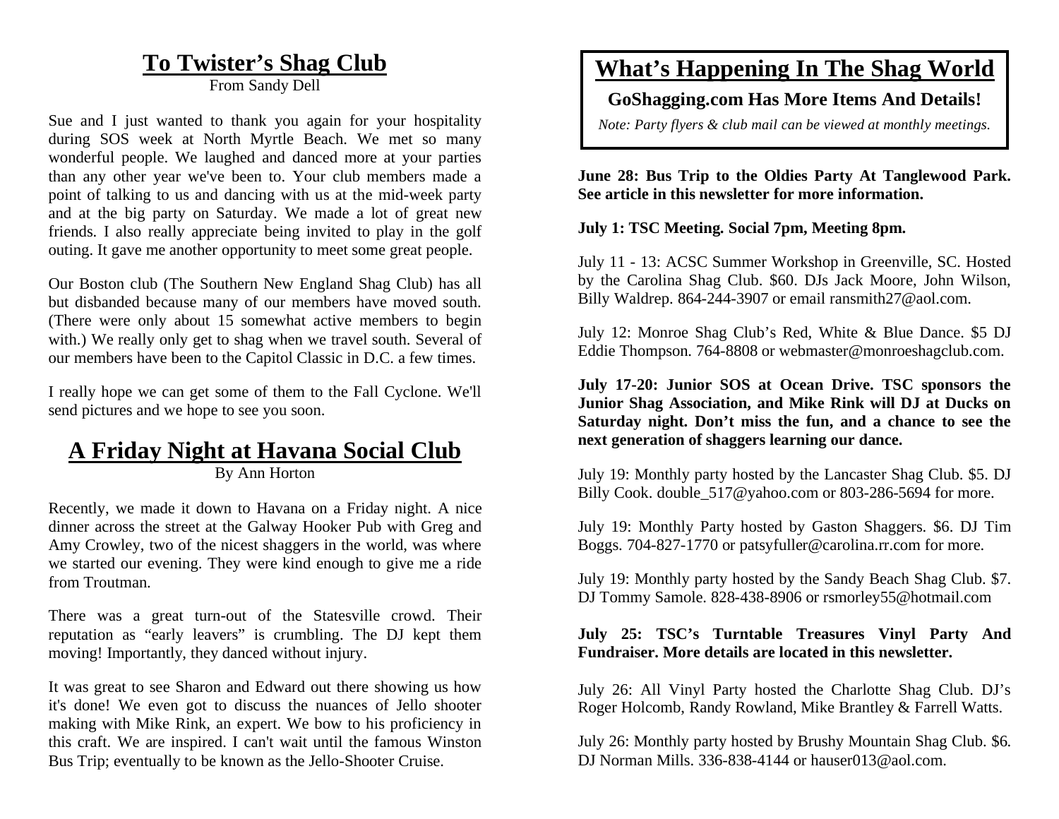## To Twister's Shag Club

From Sandy Dell

Sue and I just wanted to thank you again for your hospitality during SOS week at North Myrtle Beach. We met so many wonderful people. We laughed and danced more at your parties than any other year we've been to. Your club members made a point of talking to us and dancing with us at the mid-week party and at the big party on Saturday. We made a lot of great new friends. I also really appreciate being invited to play in the golf outing. It gave me another opportunity to meet some great people.

Our Boston club (The Southern New England Shag Club) has all but disbanded because many of our members have moved south. (There were only about 15 somewhat active members to begin with.) We really only get to shag when we travel south. Several of our members have been to the Capitol Classic in D.C. a few times.

I really hope we can get some of them to the Fall Cyclone. We'll send pictures and we hope to see you soon.

## A Friday Night at Havana Social Club

By Ann Horton

Recently, we made it down to Havana on a Friday night. A nice dinner across the street at the Galway Hooker Pub with Greg and Amy Crowley, two of the nicest shaggers in the world, was where we started our evening. They were kind enough to give me a ride from Troutman.

There was a great turn-out of the Statesville crowd. Their reputation as "early leavers" is crumbling. The DJ kept them moving! Importantly, they danced without injury.

It was great to see Sharon and Edward out there showing us how it's done! We even got to discuss the nuances of Jello shooter making with Mike Rink, an expert. We bow to his proficiency in this craft. We are inspired. I can't wait until the famous Winston Bus Trip; eventually to be known as the Jello-Shooter Cruise.

## What's Happening In The Shag World

**GoShagging.com Has More Items And Details!**

*Note: Party flyers & club mail can be viewed at monthly meetings.*

**June 28: Bus Trip to the Oldies Party At Tanglewood Park. See article in this newsletter for more information.**

**July 1: TSC Meeting. Social 7pm, Meeting 8pm.**

July 11 - 13: ACSC Summer Workshop in Greenville, SC. Hosted by the Carolina Shag Club. $60. DJs Jack Moore, John Wilson, Billy Waldrep. 864-244-3907 or email ransmith27@aol.com.

July 12: Monroe Shag Club's Red, White & Blue Dance. $5 DJ Eddie Thompson. 764-8808 or webmaster@monroeshagclub.com.

**July 17-20: Junior SOS at Ocean Drive. TSC sponsors the Junior Shag Association, and Mike Rink will DJ at Ducks on Saturday night. Don't miss the fun, and a chance to see the next generation of shaggers learning our dance.**

July 19: Monthly party hosted by the Lancaster Shag Club. $5. DJ Billy Cook. double_517@yahoo.com or 803-286-5694 for more.

July 19: Monthly Party hosted by Gaston Shaggers. $6. DJ Tim Boggs. 704-827-1770 or patsyfuller@carolina.rr.com for more.

July 19: Monthly party hosted by the Sandy Beach Shag Club. $7. DJ Tommy Samole. 828-438-8906 or rsmorley55@hotmail.com

**July 25: TSC's Turntable Treasures Vinyl Party And Fundraiser. More details are located in this newsletter.**

July 26: All Vinyl Party hosted the Charlotte Shag Club. DJ's Roger Holcomb, Randy Rowland, Mike Brantley & Farrell Watts.

July 26: Monthly party hosted by Brushy Mountain Shag Club. $6. DJ Norman Mills. 336-838-4144 or hauser013@aol.com.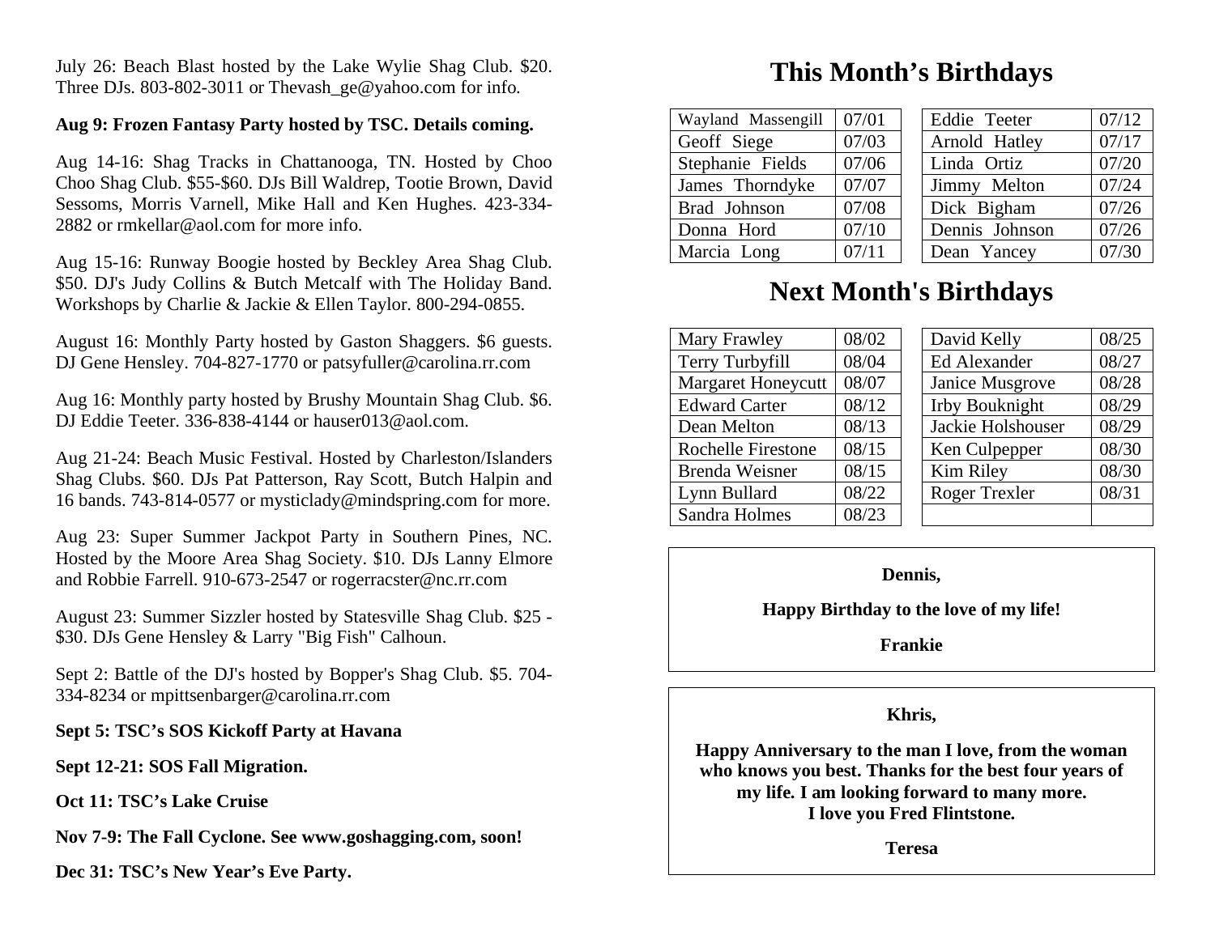July 26: Beach Blast hosted by the Lake Wylie Shag Club. $20. Three DJs. 803-802-3011 or Thevash_ge@yahoo.com for info.

**Aug 9: Frozen Fantasy Party hosted by TSC. Details coming.**

Aug 14-16: Shag Tracks in Chattanooga, TN. Hosted by Choo Choo Shag Club. $55-$60. DJs Bill Waldrep, Tootie Brown, David Sessoms, Morris Varnell, Mike Hall and Ken Hughes. 423-334-2882 or rmkellar@aol.com for more info.

Aug 15-16: Runway Boogie hosted by Beckley Area Shag Club. $50. DJ's Judy Collins & Butch Metcalf with The Holiday Band. Workshops by Charlie & Jackie & Ellen Taylor. 800-294-0855.

August 16: Monthly Party hosted by Gaston Shaggers. $6 guests. DJ Gene Hensley. 704-827-1770 or patsyfuller@carolina.rr.com

Aug 16: Monthly party hosted by Brushy Mountain Shag Club. $6. DJ Eddie Teeter. 336-838-4144 or hauser013@aol.com.

Aug 21-24: Beach Music Festival. Hosted by Charleston/Islanders Shag Clubs. $60. DJs Pat Patterson, Ray Scott, Butch Halpin and 16 bands. 743-814-0577 or mysticlady@mindspring.com for more.

Aug 23: Super Summer Jackpot Party in Southern Pines, NC. Hosted by the Moore Area Shag Society. $10. DJs Lanny Elmore and Robbie Farrell. 910-673-2547 or rogerracster@nc.rr.com

August 23: Summer Sizzler hosted by Statesville Shag Club. $25 - $30. DJs Gene Hensley & Larry "Big Fish" Calhoun.

Sept 2: Battle of the DJ's hosted by Bopper's Shag Club. $5. 704-334-8234 or mpittsenbarger@carolina.rr.com

**Sept 5: TSC's SOS Kickoff Party at Havana**

**Sept 12-21: SOS Fall Migration.**

**Oct 11: TSC's Lake Cruise**

**Nov 7-9: The Fall Cyclone. See www.goshagging.com, soon!**

**Dec 31: TSC's New Year's Eve Party.**

# This Month's Birthdays

| Name | Date |
|---|---|
| Wayland Massengill | 07/01 |
| Geoff Siege | 07/03 |
| Stephanie Fields | 07/06 |
| James Thorndyke | 07/07 |
| Brad Johnson | 07/08 |
| Donna Hord | 07/10 |
| Marcia Long | 07/11 |

| Name | Date |
|---|---|
| Eddie Teeter | 07/12 |
| Arnold Hatley | 07/17 |
| Linda Ortiz | 07/20 |
| Jimmy Melton | 07/24 |
| Dick Bigham | 07/26 |
| Dennis Johnson | 07/26 |
| Dean Yancey | 07/30 |

# Next Month's Birthdays

| Name | Date |
|---|---|
| Mary Frawley | 08/02 |
| Terry Turbyfill | 08/04 |
| Margaret Honeycutt | 08/07 |
| Edward Carter | 08/12 |
| Dean Melton | 08/13 |
| Rochelle Firestone | 08/15 |
| Brenda Weisner | 08/15 |
| Lynn Bullard | 08/22 |
| Sandra Holmes | 08/23 |

| Name | Date |
|---|---|
| David Kelly | 08/25 |
| Ed Alexander | 08/27 |
| Janice Musgrove | 08/28 |
| Irby Bouknight | 08/29 |
| Jackie Holshouser | 08/29 |
| Ken Culpepper | 08/30 |
| Kim Riley | 08/30 |
| Roger Trexler | 08/31 |

**Dennis,**

**Happy Birthday to the love of my life!**

**Frankie**

**Khris,**

**Happy Anniversary to the man I love, from the woman who knows you best. Thanks for the best four years of my life. I am looking forward to many more. I love you Fred Flintstone.**

**Teresa**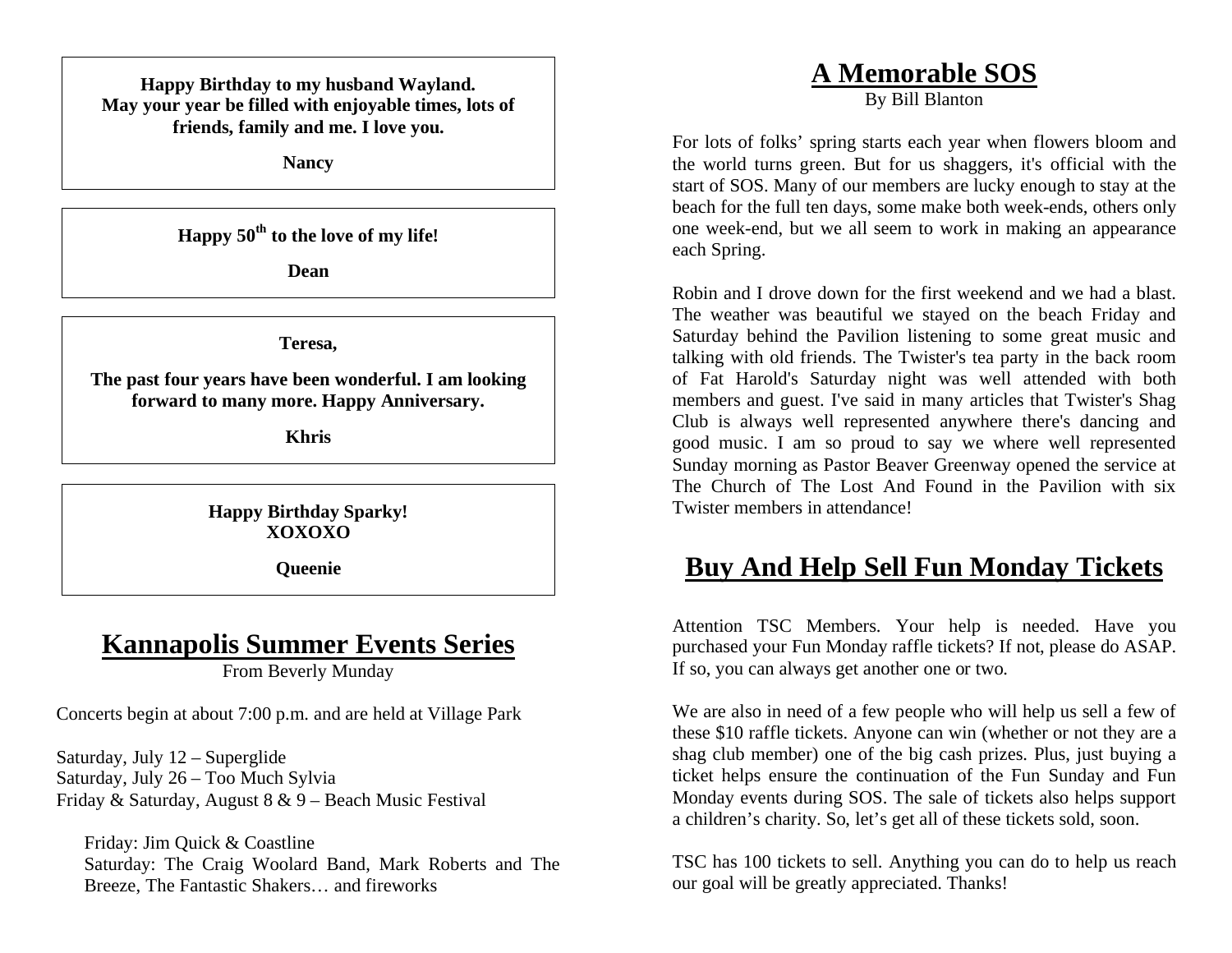**Happy Birthday to my husband Wayland.**
**May your year be filled with enjoyable times, lots of friends, family and me. I love you.**

**Nancy**

---

**Happy 50th to the love of my life!**

**Dean**

---

**Teresa,**

**The past four years have been wonderful. I am looking forward to many more. Happy Anniversary.**

**Khris**

---

**Happy Birthday Sparky!**
**XOXOXO**

**Queenie**

---

# Kannapolis Summer Events Series

From Beverly Munday

Concerts begin at about 7:00 p.m. and are held at Village Park

Saturday, July 12 – Superglide
Saturday, July 26 – Too Much Sylvia
Friday & Saturday, August 8 & 9 – Beach Music Festival

Friday: Jim Quick & Coastline
Saturday: The Craig Woolard Band, Mark Roberts and The Breeze, The Fantastic Shakers… and fireworks

# A Memorable SOS

By Bill Blanton

For lots of folks' spring starts each year when flowers bloom and the world turns green. But for us shaggers, it's official with the start of SOS. Many of our members are lucky enough to stay at the beach for the full ten days, some make both week-ends, others only one week-end, but we all seem to work in making an appearance each Spring.

Robin and I drove down for the first weekend and we had a blast. The weather was beautiful we stayed on the beach Friday and Saturday behind the Pavilion listening to some great music and talking with old friends. The Twister's tea party in the back room of Fat Harold's Saturday night was well attended with both members and guest. I've said in many articles that Twister's Shag Club is always well represented anywhere there's dancing and good music. I am so proud to say we where well represented Sunday morning as Pastor Beaver Greenway opened the service at The Church of The Lost And Found in the Pavilion with six Twister members in attendance!

# Buy And Help Sell Fun Monday Tickets

Attention TSC Members. Your help is needed. Have you purchased your Fun Monday raffle tickets? If not, please do ASAP. If so, you can always get another one or two.

We are also in need of a few people who will help us sell a few of these $10 raffle tickets. Anyone can win (whether or not they are a shag club member) one of the big cash prizes. Plus, just buying a ticket helps ensure the continuation of the Fun Sunday and Fun Monday events during SOS. The sale of tickets also helps support a children's charity. So, let's get all of these tickets sold, soon.

TSC has 100 tickets to sell. Anything you can do to help us reach our goal will be greatly appreciated. Thanks!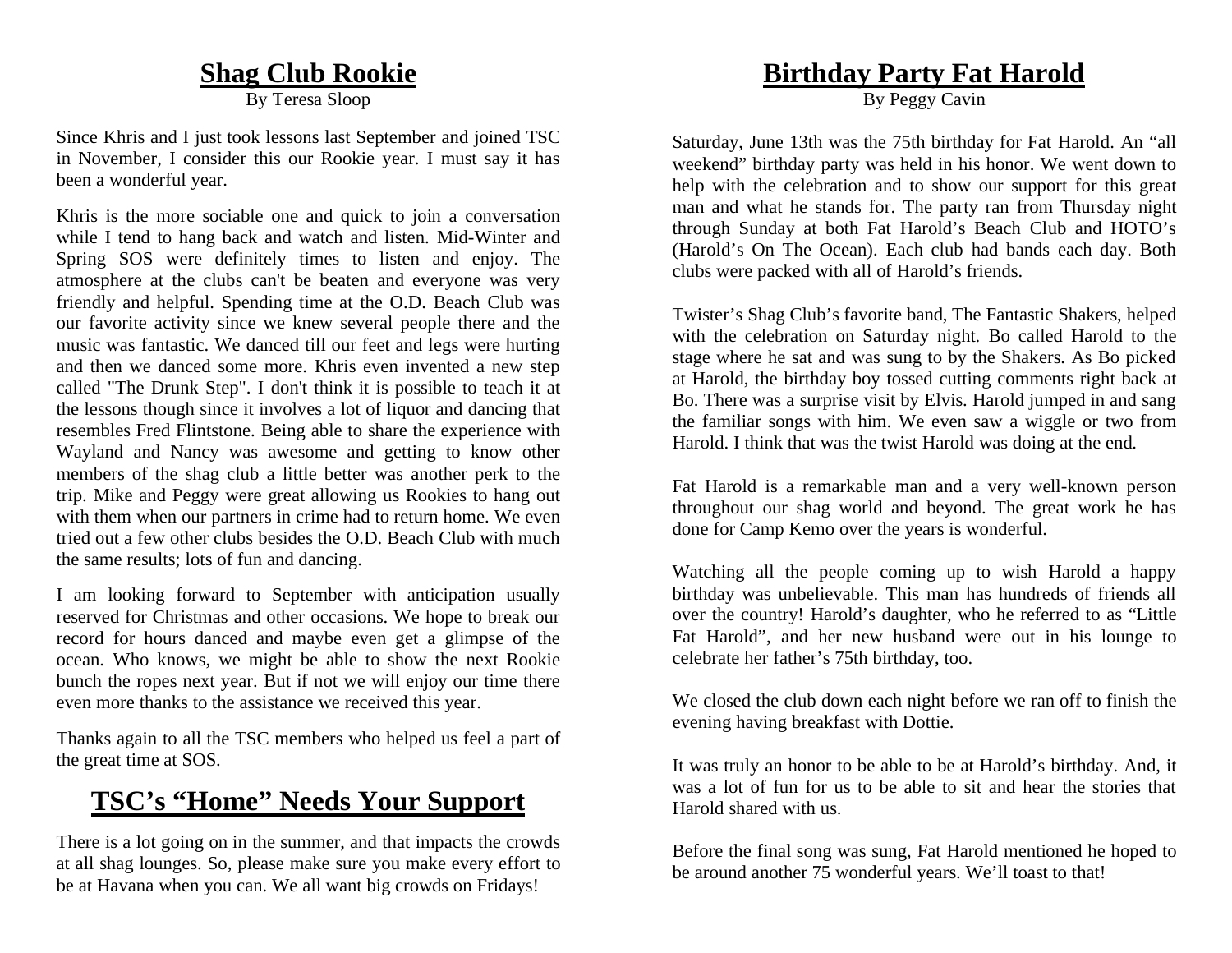## Shag Club Rookie

By Teresa Sloop

Since Khris and I just took lessons last September and joined TSC in November, I consider this our Rookie year. I must say it has been a wonderful year.

Khris is the more sociable one and quick to join a conversation while I tend to hang back and watch and listen. Mid-Winter and Spring SOS were definitely times to listen and enjoy. The atmosphere at the clubs can't be beaten and everyone was very friendly and helpful. Spending time at the O.D. Beach Club was our favorite activity since we knew several people there and the music was fantastic. We danced till our feet and legs were hurting and then we danced some more. Khris even invented a new step called "The Drunk Step". I don't think it is possible to teach it at the lessons though since it involves a lot of liquor and dancing that resembles Fred Flintstone. Being able to share the experience with Wayland and Nancy was awesome and getting to know other members of the shag club a little better was another perk to the trip. Mike and Peggy were great allowing us Rookies to hang out with them when our partners in crime had to return home. We even tried out a few other clubs besides the O.D. Beach Club with much the same results; lots of fun and dancing.

I am looking forward to September with anticipation usually reserved for Christmas and other occasions. We hope to break our record for hours danced and maybe even get a glimpse of the ocean. Who knows, we might be able to show the next Rookie bunch the ropes next year. But if not we will enjoy our time there even more thanks to the assistance we received this year.

Thanks again to all the TSC members who helped us feel a part of the great time at SOS.

## TSC's "Home" Needs Your Support

There is a lot going on in the summer, and that impacts the crowds at all shag lounges. So, please make sure you make every effort to be at Havana when you can. We all want big crowds on Fridays!

## Birthday Party Fat Harold

By Peggy Cavin

Saturday, June 13th was the 75th birthday for Fat Harold. An "all weekend" birthday party was held in his honor. We went down to help with the celebration and to show our support for this great man and what he stands for. The party ran from Thursday night through Sunday at both Fat Harold's Beach Club and HOTO's (Harold's On The Ocean). Each club had bands each day. Both clubs were packed with all of Harold's friends.

Twister's Shag Club's favorite band, The Fantastic Shakers, helped with the celebration on Saturday night. Bo called Harold to the stage where he sat and was sung to by the Shakers. As Bo picked at Harold, the birthday boy tossed cutting comments right back at Bo. There was a surprise visit by Elvis. Harold jumped in and sang the familiar songs with him. We even saw a wiggle or two from Harold. I think that was the twist Harold was doing at the end.

Fat Harold is a remarkable man and a very well-known person throughout our shag world and beyond. The great work he has done for Camp Kemo over the years is wonderful.

Watching all the people coming up to wish Harold a happy birthday was unbelievable. This man has hundreds of friends all over the country! Harold's daughter, who he referred to as "Little Fat Harold", and her new husband were out in his lounge to celebrate her father's 75th birthday, too.

We closed the club down each night before we ran off to finish the evening having breakfast with Dottie.

It was truly an honor to be able to be at Harold's birthday. And, it was a lot of fun for us to be able to sit and hear the stories that Harold shared with us.

Before the final song was sung, Fat Harold mentioned he hoped to be around another 75 wonderful years. We'll toast to that!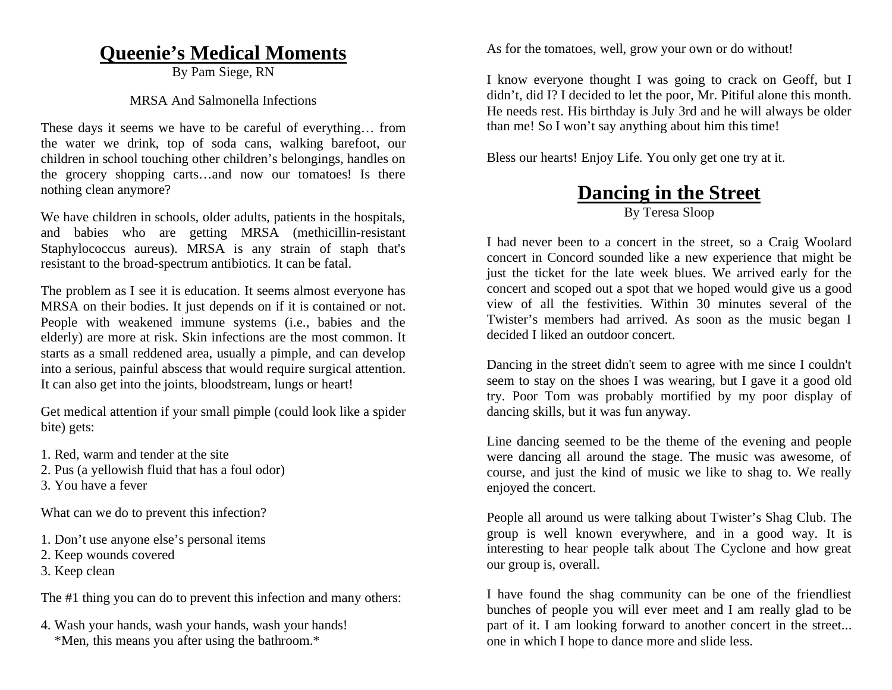## Queenie's Medical Moments

By Pam Siege, RN

MRSA And Salmonella Infections

These days it seems we have to be careful of everything… from the water we drink, top of soda cans, walking barefoot, our children in school touching other children's belongings, handles on the grocery shopping carts…and now our tomatoes! Is there nothing clean anymore?

We have children in schools, older adults, patients in the hospitals, and babies who are getting MRSA (methicillin-resistant Staphylococcus aureus). MRSA is any strain of staph that's resistant to the broad-spectrum antibiotics. It can be fatal.

The problem as I see it is education. It seems almost everyone has MRSA on their bodies. It just depends on if it is contained or not. People with weakened immune systems (i.e., babies and the elderly) are more at risk. Skin infections are the most common. It starts as a small reddened area, usually a pimple, and can develop into a serious, painful abscess that would require surgical attention. It can also get into the joints, bloodstream, lungs or heart!

Get medical attention if your small pimple (could look like a spider bite) gets:

1. Red, warm and tender at the site
2. Pus (a yellowish fluid that has a foul odor)
3. You have a fever

What can we do to prevent this infection?

1. Don't use anyone else's personal items
2. Keep wounds covered
3. Keep clean

The #1 thing you can do to prevent this infection and many others:

4. Wash your hands, wash your hands, wash your hands!
   *Men, this means you after using the bathroom.*

As for the tomatoes, well, grow your own or do without!

I know everyone thought I was going to crack on Geoff, but I didn't, did I? I decided to let the poor, Mr. Pitiful alone this month. He needs rest. His birthday is July 3rd and he will always be older than me! So I won't say anything about him this time!

Bless our hearts! Enjoy Life. You only get one try at it.

## Dancing in the Street

By Teresa Sloop

I had never been to a concert in the street, so a Craig Woolard concert in Concord sounded like a new experience that might be just the ticket for the late week blues. We arrived early for the concert and scoped out a spot that we hoped would give us a good view of all the festivities. Within 30 minutes several of the Twister's members had arrived. As soon as the music began I decided I liked an outdoor concert.

Dancing in the street didn't seem to agree with me since I couldn't seem to stay on the shoes I was wearing, but I gave it a good old try. Poor Tom was probably mortified by my poor display of dancing skills, but it was fun anyway.

Line dancing seemed to be the theme of the evening and people were dancing all around the stage. The music was awesome, of course, and just the kind of music we like to shag to. We really enjoyed the concert.

People all around us were talking about Twister's Shag Club. The group is well known everywhere, and in a good way. It is interesting to hear people talk about The Cyclone and how great our group is, overall.

I have found the shag community can be one of the friendliest bunches of people you will ever meet and I am really glad to be part of it. I am looking forward to another concert in the street... one in which I hope to dance more and slide less.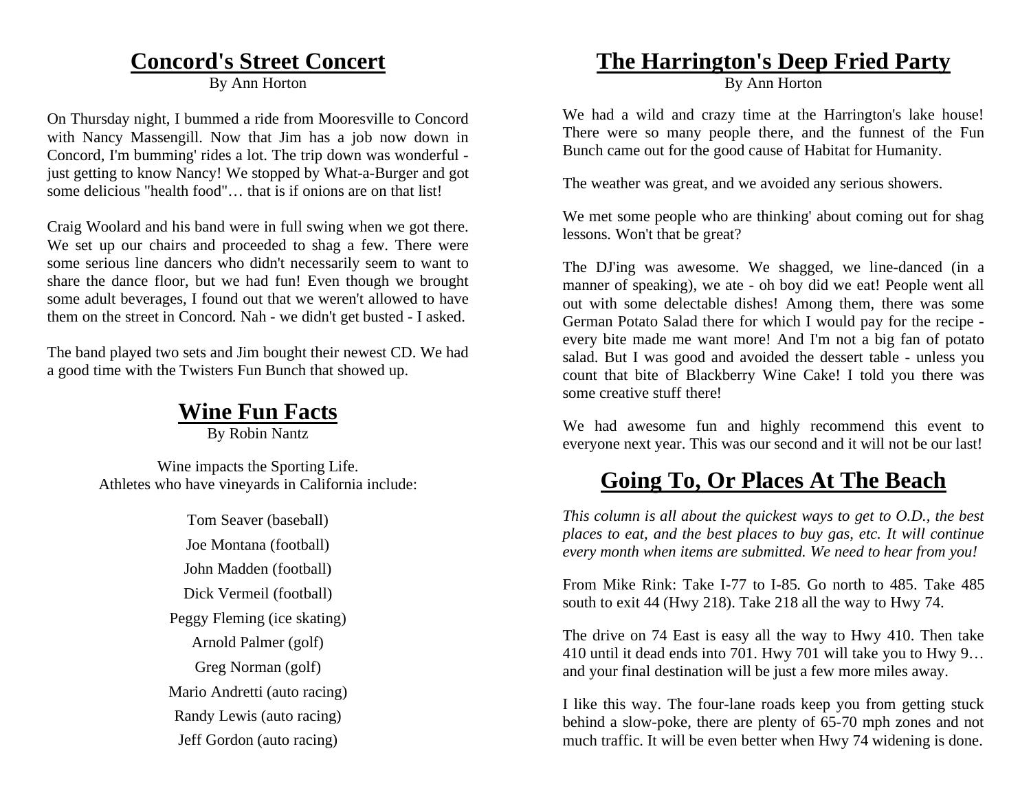## Concord's Street Concert

By Ann Horton

On Thursday night, I bummed a ride from Mooresville to Concord with Nancy Massengill. Now that Jim has a job now down in Concord, I'm bumming' rides a lot. The trip down was wonderful - just getting to know Nancy! We stopped by What-a-Burger and got some delicious "health food"… that is if onions are on that list!

Craig Woolard and his band were in full swing when we got there. We set up our chairs and proceeded to shag a few. There were some serious line dancers who didn't necessarily seem to want to share the dance floor, but we had fun! Even though we brought some adult beverages, I found out that we weren't allowed to have them on the street in Concord. Nah - we didn't get busted - I asked.

The band played two sets and Jim bought their newest CD. We had a good time with the Twisters Fun Bunch that showed up.

## Wine Fun Facts

By Robin Nantz

Wine impacts the Sporting Life.
Athletes who have vineyards in California include:

Tom Seaver (baseball)
Joe Montana (football)
John Madden (football)
Dick Vermeil (football)
Peggy Fleming (ice skating)
Arnold Palmer (golf)
Greg Norman (golf)
Mario Andretti (auto racing)
Randy Lewis (auto racing)
Jeff Gordon (auto racing)

## The Harrington's Deep Fried Party

By Ann Horton

We had a wild and crazy time at the Harrington's lake house! There were so many people there, and the funnest of the Fun Bunch came out for the good cause of Habitat for Humanity.

The weather was great, and we avoided any serious showers.

We met some people who are thinking' about coming out for shag lessons. Won't that be great?

The DJ'ing was awesome. We shagged, we line-danced (in a manner of speaking), we ate - oh boy did we eat! People went all out with some delectable dishes! Among them, there was some German Potato Salad there for which I would pay for the recipe - every bite made me want more! And I'm not a big fan of potato salad. But I was good and avoided the dessert table - unless you count that bite of Blackberry Wine Cake! I told you there was some creative stuff there!

We had awesome fun and highly recommend this event to everyone next year. This was our second and it will not be our last!

## Going To, Or Places At The Beach

*This column is all about the quickest ways to get to O.D., the best places to eat, and the best places to buy gas, etc. It will continue every month when items are submitted. We need to hear from you!*

From Mike Rink: Take I-77 to I-85. Go north to 485. Take 485 south to exit 44 (Hwy 218). Take 218 all the way to Hwy 74.

The drive on 74 East is easy all the way to Hwy 410. Then take 410 until it dead ends into 701. Hwy 701 will take you to Hwy 9… and your final destination will be just a few more miles away.

I like this way. The four-lane roads keep you from getting stuck behind a slow-poke, there are plenty of 65-70 mph zones and not much traffic. It will be even better when Hwy 74 widening is done.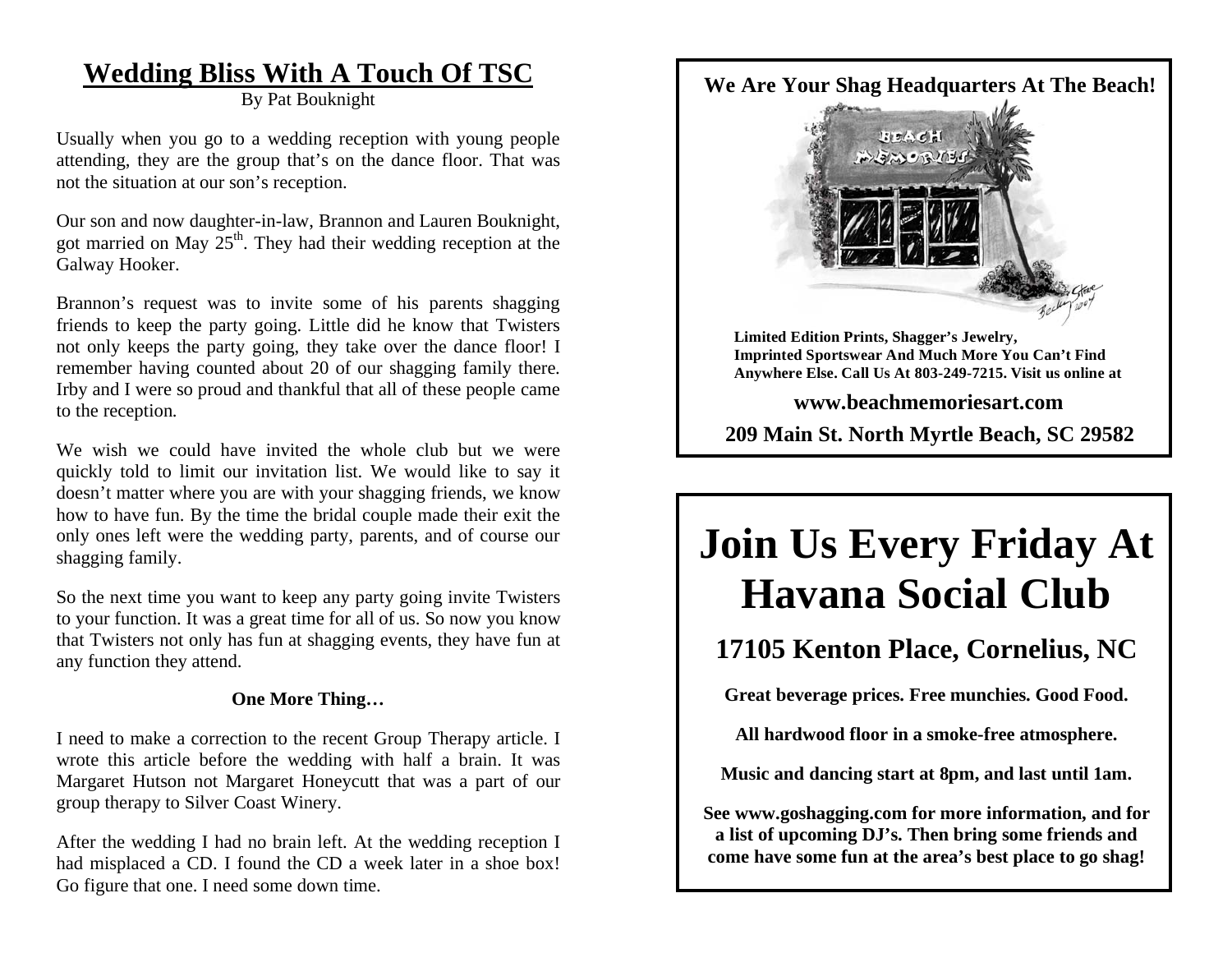## Wedding Bliss With A Touch Of TSC

By Pat Bouknight

Usually when you go to a wedding reception with young people attending, they are the group that's on the dance floor. That was not the situation at our son's reception.

Our son and now daughter-in-law, Brannon and Lauren Bouknight, got married on May 25th. They had their wedding reception at the Galway Hooker.

Brannon's request was to invite some of his parents shagging friends to keep the party going. Little did he know that Twisters not only keeps the party going, they take over the dance floor! I remember having counted about 20 of our shagging family there. Irby and I were so proud and thankful that all of these people came to the reception.

We wish we could have invited the whole club but we were quickly told to limit our invitation list. We would like to say it doesn't matter where you are with your shagging friends, we know how to have fun. By the time the bridal couple made their exit the only ones left were the wedding party, parents, and of course our shagging family.

So the next time you want to keep any party going invite Twisters to your function. It was a great time for all of us. So now you know that Twisters not only has fun at shagging events, they have fun at any function they attend.

**One More Thing…**

I need to make a correction to the recent Group Therapy article. I wrote this article before the wedding with half a brain. It was Margaret Hutson not Margaret Honeycutt that was a part of our group therapy to Silver Coast Winery.

After the wedding I had no brain left. At the wedding reception I had misplaced a CD. I found the CD a week later in a shoe box! Go figure that one. I need some down time.

**We Are Your Shag Headquarters At The Beach!**

BEACH MEMORIES

**Limited Edition Prints, Shagger's Jewelry, Imprinted Sportswear And Much More You Can't Find Anywhere Else. Call Us At 803-249-7215. Visit us online at**

**www.beachmemoriesart.com**

**209 Main St. North Myrtle Beach, SC 29582**

# Join Us Every Friday At Havana Social Club

## 17105 Kenton Place, Cornelius, NC

**Great beverage prices. Free munchies. Good Food.**

**All hardwood floor in a smoke-free atmosphere.**

**Music and dancing start at 8pm, and last until 1am.**

**See www.goshagging.com for more information, and for a list of upcoming DJ's. Then bring some friends and come have some fun at the area's best place to go shag!**